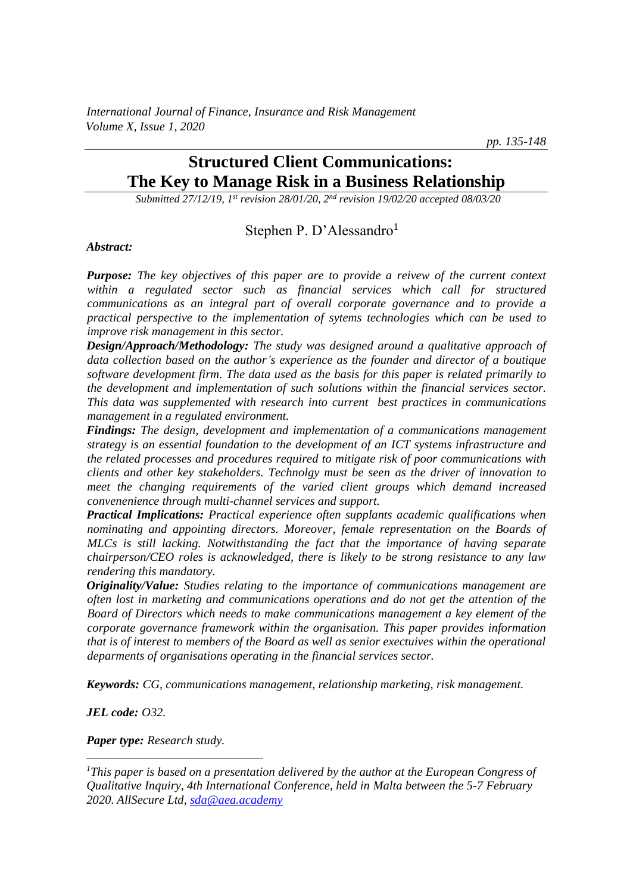# Structured Client Communications: The Key to Manage Risk in a Business Relationship

*Submitted 27/12/19, 1st revision 28/01/20, 2nd revision 19/02/20 accepted 08/03/20*

Stephen P. D'Alessandro[1]

***Abstract:***

***Purpose:*** *The key objectives of this paper are to provide a reivew of the current context within a regulated sector such as financial services which call for structured communications as an integral part of overall corporate governance and to provide a practical perspective to the implementation of sytems technologies which can be used to improve risk management in this sector.*

***Design/Approach/Methodology:*** *The study was designed around a qualitative approach of data collection based on the author's experience as the founder and director of a boutique software development firm. The data used as the basis for this paper is related primarily to the development and implementation of such solutions within the financial services sector. This data was supplemented with research into current best practices in communications management in a regulated environment.*

***Findings:*** *The design, development and implementation of a communications management strategy is an essential foundation to the development of an ICT systems infrastructure and the related processes and procedures required to mitigate risk of poor communications with clients and other key stakeholders. Technolgy must be seen as the driver of innovation to meet the changing requirements of the varied client groups which demand increased convenenience through multi-channel services and support.*

***Practical Implications:*** *Practical experience often supplants academic qualifications when nominating and appointing directors. Moreover, female representation on the Boards of MLCs is still lacking. Notwithstanding the fact that the importance of having separate chairperson/CEO roles is acknowledged, there is likely to be strong resistance to any law rendering this mandatory.*

***Originality/Value:*** *Studies relating to the importance of communications management are often lost in marketing and communications operations and do not get the attention of the Board of Directors which needs to make communications management a key element of the corporate governance framework within the organisation. This paper provides information that is of interest to members of the Board as well as senior exectuives within the operational deparments of organisations operating in the financial services sector.*

***Keywords:*** *CG, communications management, relationship marketing, risk management.*

***JEL code:*** *O32.*

***Paper type:*** *Research study.*

---

*[1]This paper is based on a presentation delivered by the author at the European Congress of Qualitative Inquiry, 4th International Conference, held in Malta between the 5-7 February 2020. AllSecure Ltd, sda@aea.academy*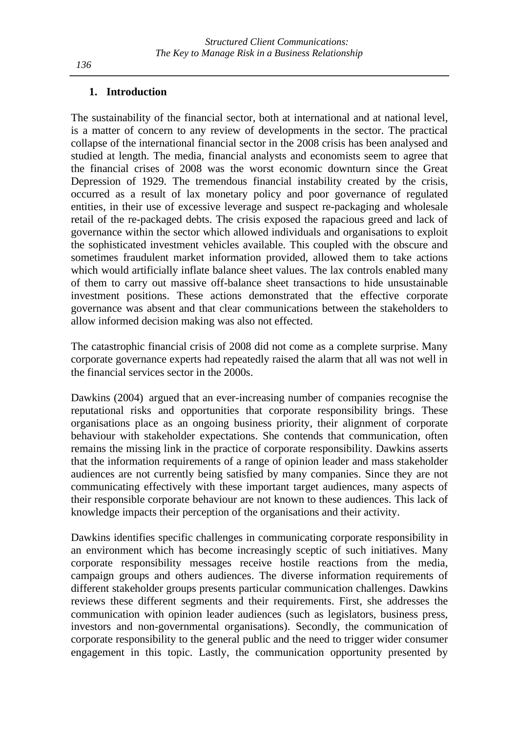## 1. Introduction

The sustainability of the financial sector, both at international and at national level, is a matter of concern to any review of developments in the sector. The practical collapse of the international financial sector in the 2008 crisis has been analysed and studied at length. The media, financial analysts and economists seem to agree that the financial crises of 2008 was the worst economic downturn since the Great Depression of 1929. The tremendous financial instability created by the crisis, occurred as a result of lax monetary policy and poor governance of regulated entities, in their use of excessive leverage and suspect re-packaging and wholesale retail of the re-packaged debts. The crisis exposed the rapacious greed and lack of governance within the sector which allowed individuals and organisations to exploit the sophisticated investment vehicles available. This coupled with the obscure and sometimes fraudulent market information provided, allowed them to take actions which would artificially inflate balance sheet values. The lax controls enabled many of them to carry out massive off-balance sheet transactions to hide unsustainable investment positions. These actions demonstrated that the effective corporate governance was absent and that clear communications between the stakeholders to allow informed decision making was also not effected.

The catastrophic financial crisis of 2008 did not come as a complete surprise. Many corporate governance experts had repeatedly raised the alarm that all was not well in the financial services sector in the 2000s.

Dawkins (2004) argued that an ever-increasing number of companies recognise the reputational risks and opportunities that corporate responsibility brings. These organisations place as an ongoing business priority, their alignment of corporate behaviour with stakeholder expectations. She contends that communication, often remains the missing link in the practice of corporate responsibility. Dawkins asserts that the information requirements of a range of opinion leader and mass stakeholder audiences are not currently being satisfied by many companies. Since they are not communicating effectively with these important target audiences, many aspects of their responsible corporate behaviour are not known to these audiences. This lack of knowledge impacts their perception of the organisations and their activity.

Dawkins identifies specific challenges in communicating corporate responsibility in an environment which has become increasingly sceptic of such initiatives. Many corporate responsibility messages receive hostile reactions from the media, campaign groups and others audiences. The diverse information requirements of different stakeholder groups presents particular communication challenges. Dawkins reviews these different segments and their requirements. First, she addresses the communication with opinion leader audiences (such as legislators, business press, investors and non-governmental organisations). Secondly, the communication of corporate responsibility to the general public and the need to trigger wider consumer engagement in this topic. Lastly, the communication opportunity presented by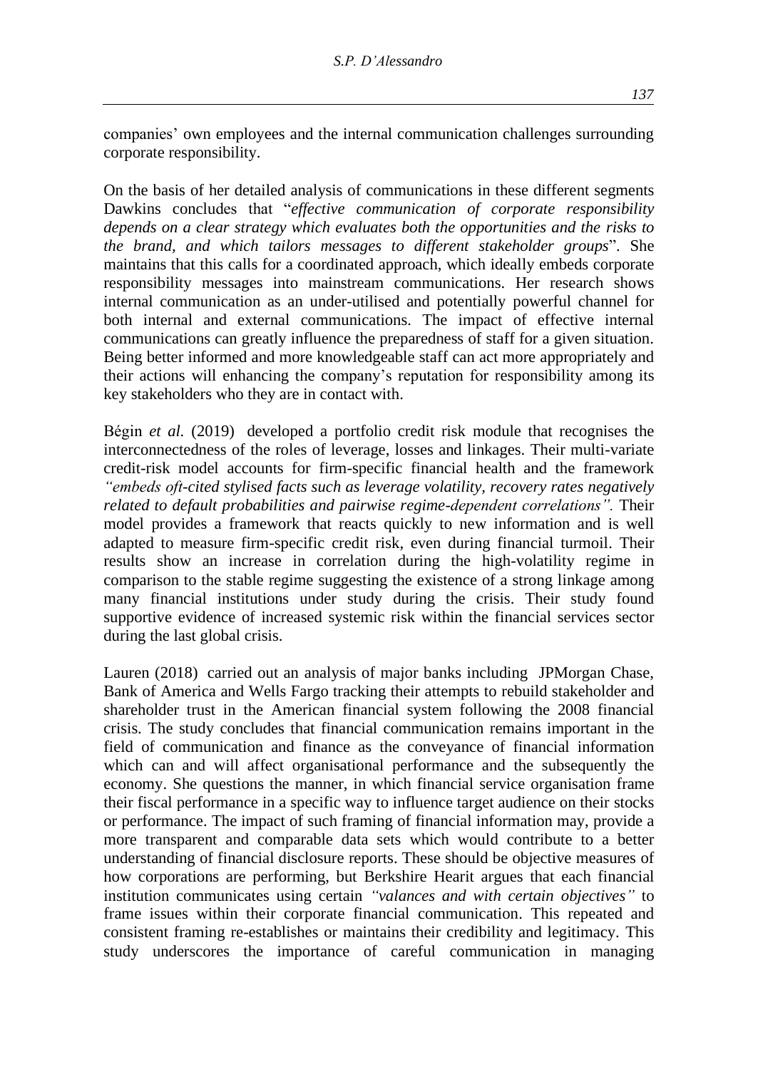companies' own employees and the internal communication challenges surrounding corporate responsibility.

On the basis of her detailed analysis of communications in these different segments Dawkins concludes that "*effective communication of corporate responsibility depends on a clear strategy which evaluates both the opportunities and the risks to the brand, and which tailors messages to different stakeholder groups*". She maintains that this calls for a coordinated approach, which ideally embeds corporate responsibility messages into mainstream communications. Her research shows internal communication as an under-utilised and potentially powerful channel for both internal and external communications. The impact of effective internal communications can greatly influence the preparedness of staff for a given situation. Being better informed and more knowledgeable staff can act more appropriately and their actions will enhancing the company's reputation for responsibility among its key stakeholders who they are in contact with.

Bégin *et al.* (2019) developed a portfolio credit risk module that recognises the interconnectedness of the roles of leverage, losses and linkages. Their multi-variate credit-risk model accounts for firm-specific financial health and the framework *"embeds oft-cited stylised facts such as leverage volatility, recovery rates negatively related to default probabilities and pairwise regime-dependent correlations".* Their model provides a framework that reacts quickly to new information and is well adapted to measure firm-specific credit risk, even during financial turmoil. Their results show an increase in correlation during the high-volatility regime in comparison to the stable regime suggesting the existence of a strong linkage among many financial institutions under study during the crisis. Their study found supportive evidence of increased systemic risk within the financial services sector during the last global crisis.

Lauren (2018) carried out an analysis of major banks including JPMorgan Chase, Bank of America and Wells Fargo tracking their attempts to rebuild stakeholder and shareholder trust in the American financial system following the 2008 financial crisis. The study concludes that financial communication remains important in the field of communication and finance as the conveyance of financial information which can and will affect organisational performance and the subsequently the economy. She questions the manner, in which financial service organisation frame their fiscal performance in a specific way to influence target audience on their stocks or performance. The impact of such framing of financial information may, provide a more transparent and comparable data sets which would contribute to a better understanding of financial disclosure reports. These should be objective measures of how corporations are performing, but Berkshire Hearit argues that each financial institution communicates using certain *"valances and with certain objectives"* to frame issues within their corporate financial communication. This repeated and consistent framing re-establishes or maintains their credibility and legitimacy. This study underscores the importance of careful communication in managing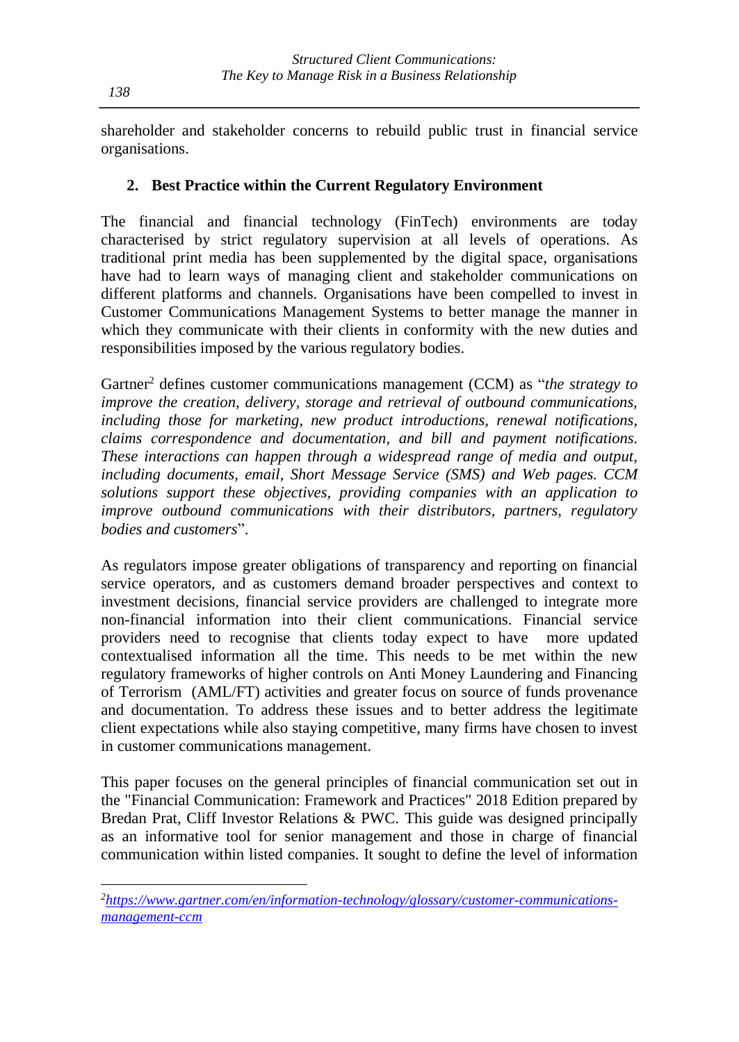shareholder and stakeholder concerns to rebuild public trust in financial service organisations.

## 2. Best Practice within the Current Regulatory Environment

The financial and financial technology (FinTech) environments are today characterised by strict regulatory supervision at all levels of operations. As traditional print media has been supplemented by the digital space, organisations have had to learn ways of managing client and stakeholder communications on different platforms and channels. Organisations have been compelled to invest in Customer Communications Management Systems to better manage the manner in which they communicate with their clients in conformity with the new duties and responsibilities imposed by the various regulatory bodies.

Gartner[2] defines customer communications management (CCM) as "*the strategy to improve the creation, delivery, storage and retrieval of outbound communications, including those for marketing, new product introductions, renewal notifications, claims correspondence and documentation, and bill and payment notifications. These interactions can happen through a widespread range of media and output, including documents, email, Short Message Service (SMS) and Web pages. CCM solutions support these objectives, providing companies with an application to improve outbound communications with their distributors, partners, regulatory bodies and customers*".

As regulators impose greater obligations of transparency and reporting on financial service operators, and as customers demand broader perspectives and context to investment decisions, financial service providers are challenged to integrate more non-financial information into their client communications. Financial service providers need to recognise that clients today expect to have more updated contextualised information all the time. This needs to be met within the new regulatory frameworks of higher controls on Anti Money Laundering and Financing of Terrorism (AML/FT) activities and greater focus on source of funds provenance and documentation. To address these issues and to better address the legitimate client expectations while also staying competitive, many firms have chosen to invest in customer communications management.

This paper focuses on the general principles of financial communication set out in the "Financial Communication: Framework and Practices" 2018 Edition prepared by Bredan Prat, Cliff Investor Relations & PWC. This guide was designed principally as an informative tool for senior management and those in charge of financial communication within listed companies. It sought to define the level of information

---

[2] *https://www.gartner.com/en/information-technology/glossary/customer-communications-management-ccm*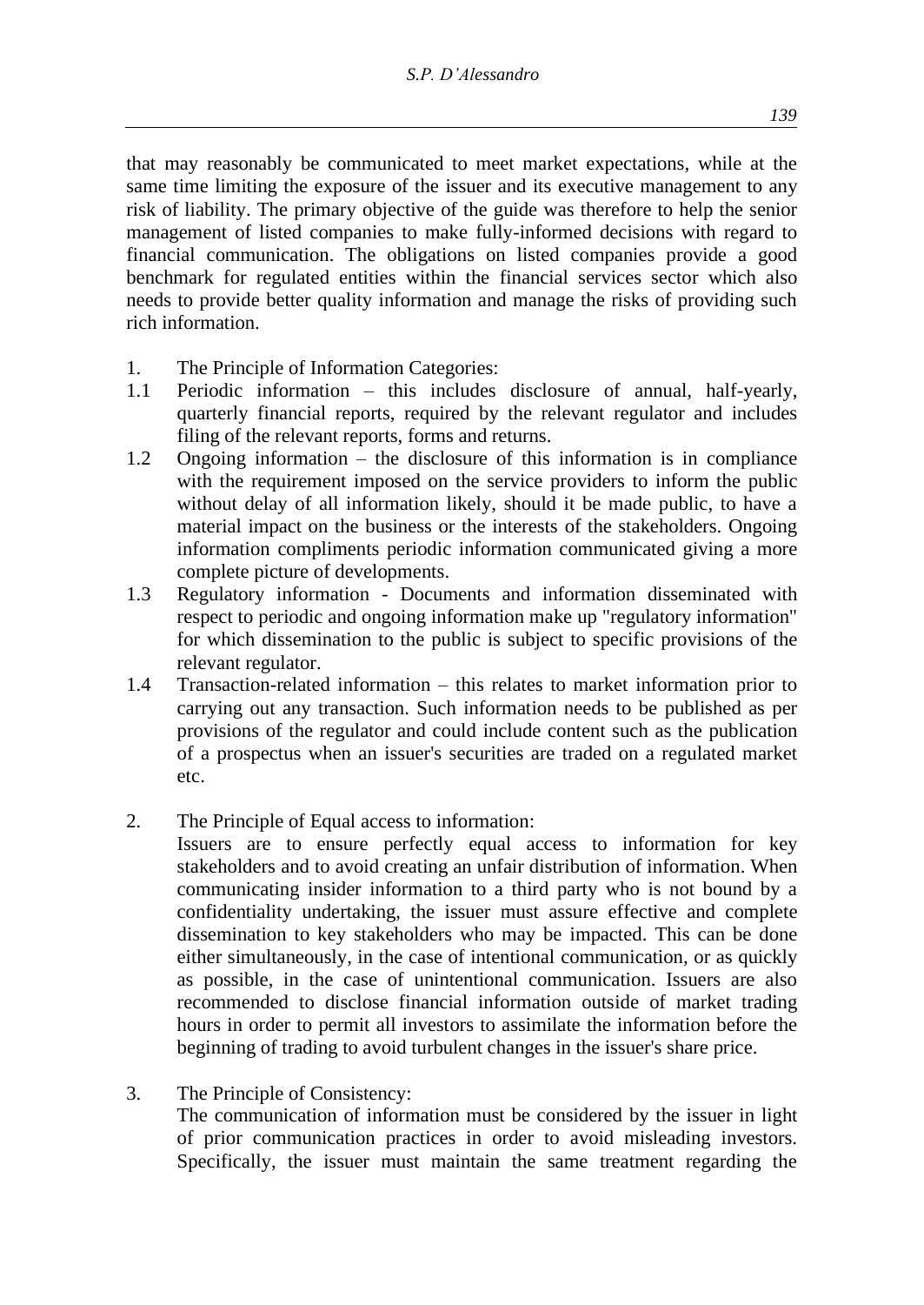that may reasonably be communicated to meet market expectations, while at the same time limiting the exposure of the issuer and its executive management to any risk of liability. The primary objective of the guide was therefore to help the senior management of listed companies to make fully-informed decisions with regard to financial communication. The obligations on listed companies provide a good benchmark for regulated entities within the financial services sector which also needs to provide better quality information and manage the risks of providing such rich information.

1. The Principle of Information Categories:

1.1 Periodic information – this includes disclosure of annual, half-yearly, quarterly financial reports, required by the relevant regulator and includes filing of the relevant reports, forms and returns.

1.2 Ongoing information – the disclosure of this information is in compliance with the requirement imposed on the service providers to inform the public without delay of all information likely, should it be made public, to have a material impact on the business or the interests of the stakeholders. Ongoing information compliments periodic information communicated giving a more complete picture of developments.

1.3 Regulatory information - Documents and information disseminated with respect to periodic and ongoing information make up "regulatory information" for which dissemination to the public is subject to specific provisions of the relevant regulator.

1.4 Transaction-related information – this relates to market information prior to carrying out any transaction. Such information needs to be published as per provisions of the regulator and could include content such as the publication of a prospectus when an issuer's securities are traded on a regulated market etc.

2. The Principle of Equal access to information:

   Issuers are to ensure perfectly equal access to information for key stakeholders and to avoid creating an unfair distribution of information. When communicating insider information to a third party who is not bound by a confidentiality undertaking, the issuer must assure effective and complete dissemination to key stakeholders who may be impacted. This can be done either simultaneously, in the case of intentional communication, or as quickly as possible, in the case of unintentional communication. Issuers are also recommended to disclose financial information outside of market trading hours in order to permit all investors to assimilate the information before the beginning of trading to avoid turbulent changes in the issuer's share price.

3. The Principle of Consistency:

   The communication of information must be considered by the issuer in light of prior communication practices in order to avoid misleading investors. Specifically, the issuer must maintain the same treatment regarding the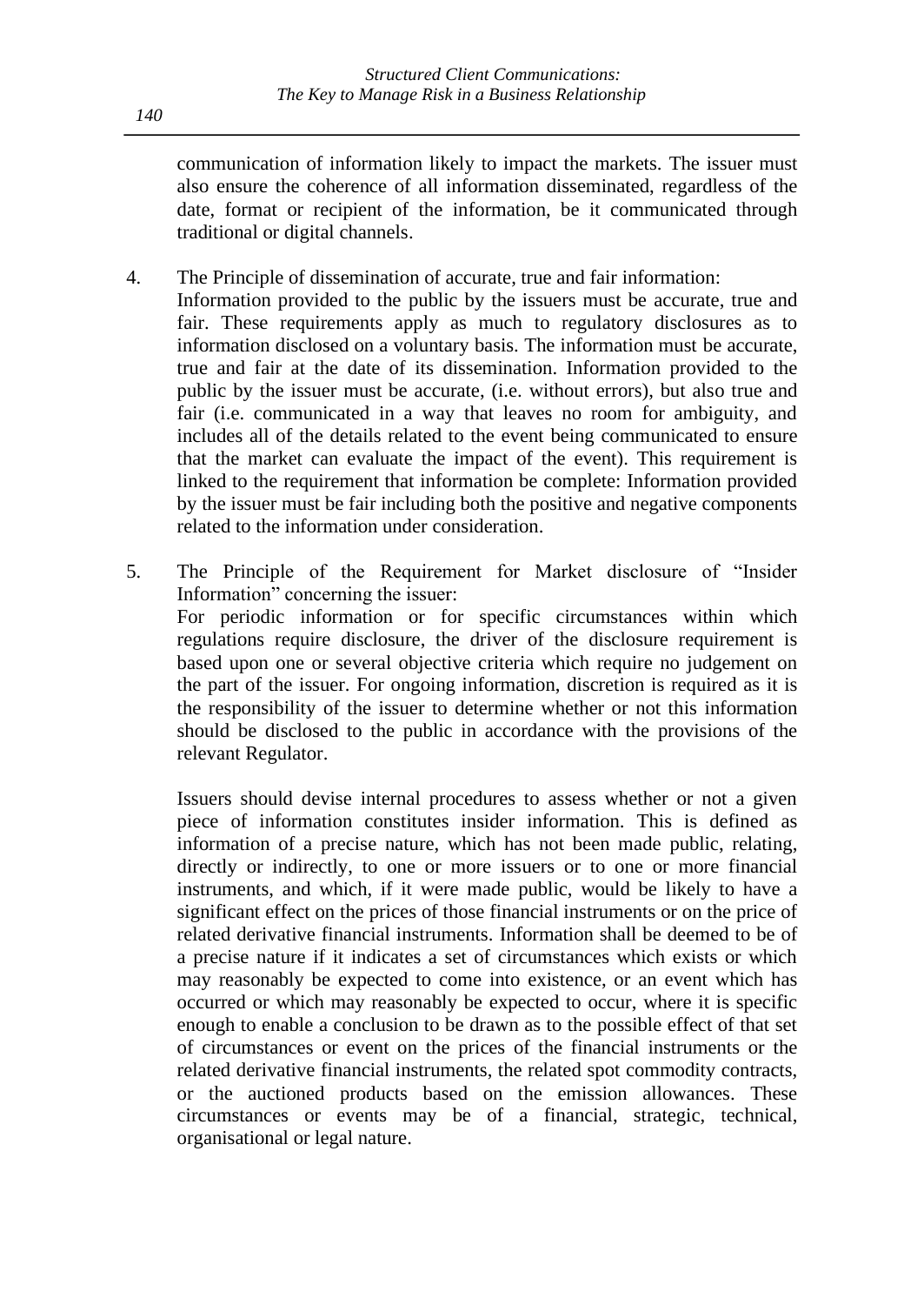communication of information likely to impact the markets. The issuer must also ensure the coherence of all information disseminated, regardless of the date, format or recipient of the information, be it communicated through traditional or digital channels.

4. The Principle of dissemination of accurate, true and fair information:
   Information provided to the public by the issuers must be accurate, true and fair. These requirements apply as much to regulatory disclosures as to information disclosed on a voluntary basis. The information must be accurate, true and fair at the date of its dissemination. Information provided to the public by the issuer must be accurate, (i.e. without errors), but also true and fair (i.e. communicated in a way that leaves no room for ambiguity, and includes all of the details related to the event being communicated to ensure that the market can evaluate the impact of the event). This requirement is linked to the requirement that information be complete: Information provided by the issuer must be fair including both the positive and negative components related to the information under consideration.

5. The Principle of the Requirement for Market disclosure of "Insider Information" concerning the issuer:
   For periodic information or for specific circumstances within which regulations require disclosure, the driver of the disclosure requirement is based upon one or several objective criteria which require no judgement on the part of the issuer. For ongoing information, discretion is required as it is the responsibility of the issuer to determine whether or not this information should be disclosed to the public in accordance with the provisions of the relevant Regulator.

   Issuers should devise internal procedures to assess whether or not a given piece of information constitutes insider information. This is defined as information of a precise nature, which has not been made public, relating, directly or indirectly, to one or more issuers or to one or more financial instruments, and which, if it were made public, would be likely to have a significant effect on the prices of those financial instruments or on the price of related derivative financial instruments. Information shall be deemed to be of a precise nature if it indicates a set of circumstances which exists or which may reasonably be expected to come into existence, or an event which has occurred or which may reasonably be expected to occur, where it is specific enough to enable a conclusion to be drawn as to the possible effect of that set of circumstances or event on the prices of the financial instruments or the related derivative financial instruments, the related spot commodity contracts, or the auctioned products based on the emission allowances. These circumstances or events may be of a financial, strategic, technical, organisational or legal nature.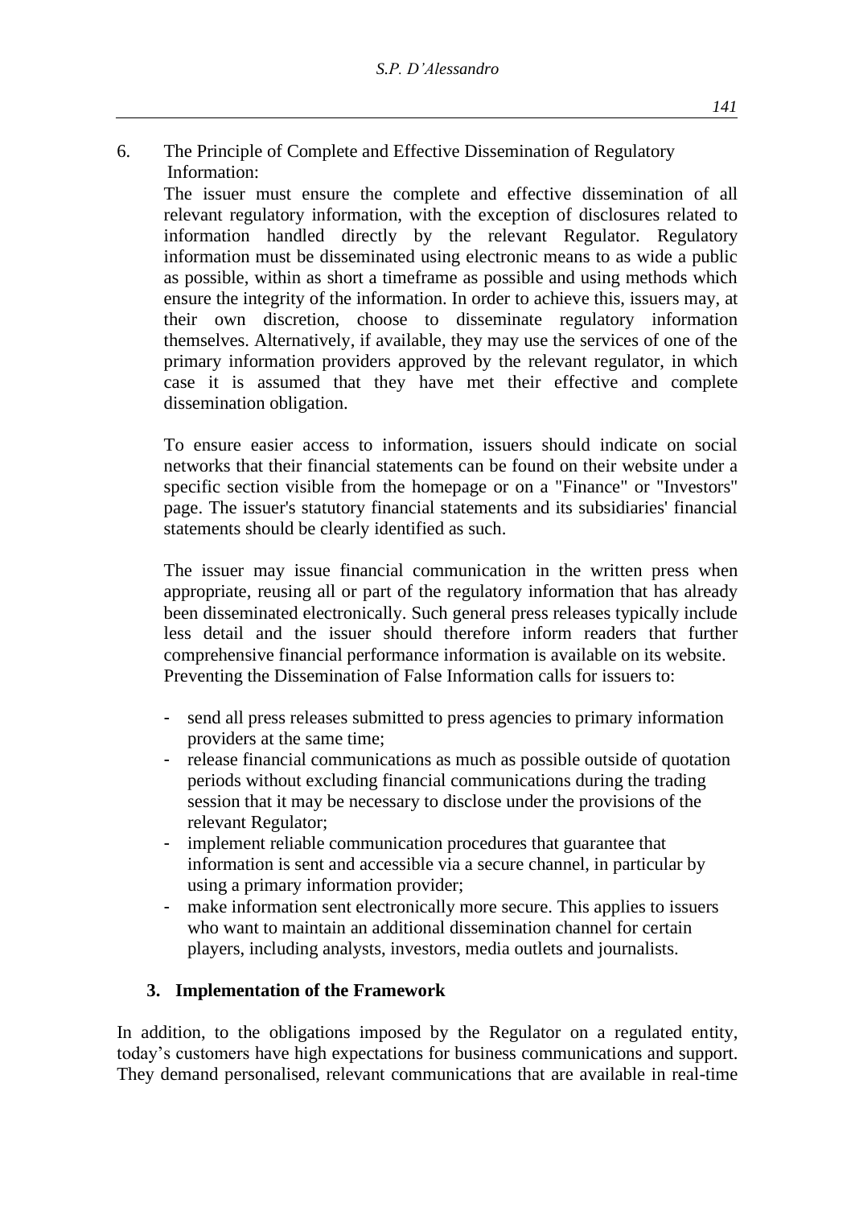6. The Principle of Complete and Effective Dissemination of Regulatory Information:

   The issuer must ensure the complete and effective dissemination of all relevant regulatory information, with the exception of disclosures related to information handled directly by the relevant Regulator. Regulatory information must be disseminated using electronic means to as wide a public as possible, within as short a timeframe as possible and using methods which ensure the integrity of the information. In order to achieve this, issuers may, at their own discretion, choose to disseminate regulatory information themselves. Alternatively, if available, they may use the services of one of the primary information providers approved by the relevant regulator, in which case it is assumed that they have met their effective and complete dissemination obligation.

   To ensure easier access to information, issuers should indicate on social networks that their financial statements can be found on their website under a specific section visible from the homepage or on a "Finance" or "Investors" page. The issuer's statutory financial statements and its subsidiaries' financial statements should be clearly identified as such.

   The issuer may issue financial communication in the written press when appropriate, reusing all or part of the regulatory information that has already been disseminated electronically. Such general press releases typically include less detail and the issuer should therefore inform readers that further comprehensive financial performance information is available on its website. Preventing the Dissemination of False Information calls for issuers to:

   - send all press releases submitted to press agencies to primary information providers at the same time;
   - release financial communications as much as possible outside of quotation periods without excluding financial communications during the trading session that it may be necessary to disclose under the provisions of the relevant Regulator;
   - implement reliable communication procedures that guarantee that information is sent and accessible via a secure channel, in particular by using a primary information provider;
   - make information sent electronically more secure. This applies to issuers who want to maintain an additional dissemination channel for certain players, including analysts, investors, media outlets and journalists.

## 3. Implementation of the Framework

In addition, to the obligations imposed by the Regulator on a regulated entity, today's customers have high expectations for business communications and support. They demand personalised, relevant communications that are available in real-time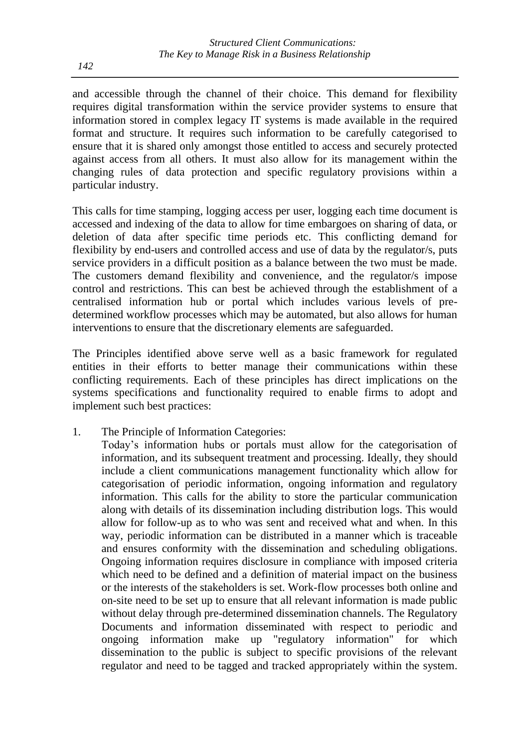and accessible through the channel of their choice. This demand for flexibility requires digital transformation within the service provider systems to ensure that information stored in complex legacy IT systems is made available in the required format and structure. It requires such information to be carefully categorised to ensure that it is shared only amongst those entitled to access and securely protected against access from all others. It must also allow for its management within the changing rules of data protection and specific regulatory provisions within a particular industry.

This calls for time stamping, logging access per user, logging each time document is accessed and indexing of the data to allow for time embargoes on sharing of data, or deletion of data after specific time periods etc. This conflicting demand for flexibility by end-users and controlled access and use of data by the regulator/s, puts service providers in a difficult position as a balance between the two must be made. The customers demand flexibility and convenience, and the regulator/s impose control and restrictions. This can best be achieved through the establishment of a centralised information hub or portal which includes various levels of pre-determined workflow processes which may be automated, but also allows for human interventions to ensure that the discretionary elements are safeguarded.

The Principles identified above serve well as a basic framework for regulated entities in their efforts to better manage their communications within these conflicting requirements. Each of these principles has direct implications on the systems specifications and functionality required to enable firms to adopt and implement such best practices:

1. The Principle of Information Categories:
   Today's information hubs or portals must allow for the categorisation of information, and its subsequent treatment and processing. Ideally, they should include a client communications management functionality which allow for categorisation of periodic information, ongoing information and regulatory information. This calls for the ability to store the particular communication along with details of its dissemination including distribution logs. This would allow for follow-up as to who was sent and received what and when. In this way, periodic information can be distributed in a manner which is traceable and ensures conformity with the dissemination and scheduling obligations. Ongoing information requires disclosure in compliance with imposed criteria which need to be defined and a definition of material impact on the business or the interests of the stakeholders is set. Work-flow processes both online and on-site need to be set up to ensure that all relevant information is made public without delay through pre-determined dissemination channels. The Regulatory Documents and information disseminated with respect to periodic and ongoing information make up "regulatory information" for which dissemination to the public is subject to specific provisions of the relevant regulator and need to be tagged and tracked appropriately within the system.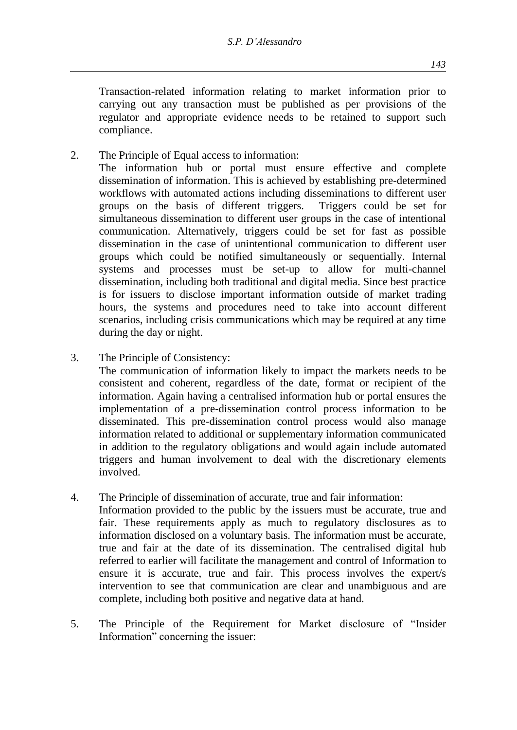Transaction-related information relating to market information prior to carrying out any transaction must be published as per provisions of the regulator and appropriate evidence needs to be retained to support such compliance.

2. The Principle of Equal access to information:
   The information hub or portal must ensure effective and complete dissemination of information. This is achieved by establishing pre-determined workflows with automated actions including disseminations to different user groups on the basis of different triggers. Triggers could be set for simultaneous dissemination to different user groups in the case of intentional communication. Alternatively, triggers could be set for fast as possible dissemination in the case of unintentional communication to different user groups which could be notified simultaneously or sequentially. Internal systems and processes must be set-up to allow for multi-channel dissemination, including both traditional and digital media. Since best practice is for issuers to disclose important information outside of market trading hours, the systems and procedures need to take into account different scenarios, including crisis communications which may be required at any time during the day or night.

3. The Principle of Consistency:
   The communication of information likely to impact the markets needs to be consistent and coherent, regardless of the date, format or recipient of the information. Again having a centralised information hub or portal ensures the implementation of a pre-dissemination control process information to be disseminated. This pre-dissemination control process would also manage information related to additional or supplementary information communicated in addition to the regulatory obligations and would again include automated triggers and human involvement to deal with the discretionary elements involved.

4. The Principle of dissemination of accurate, true and fair information:
   Information provided to the public by the issuers must be accurate, true and fair. These requirements apply as much to regulatory disclosures as to information disclosed on a voluntary basis. The information must be accurate, true and fair at the date of its dissemination. The centralised digital hub referred to earlier will facilitate the management and control of Information to ensure it is accurate, true and fair. This process involves the expert/s intervention to see that communication are clear and unambiguous and are complete, including both positive and negative data at hand.

5. The Principle of the Requirement for Market disclosure of "Insider Information" concerning the issuer: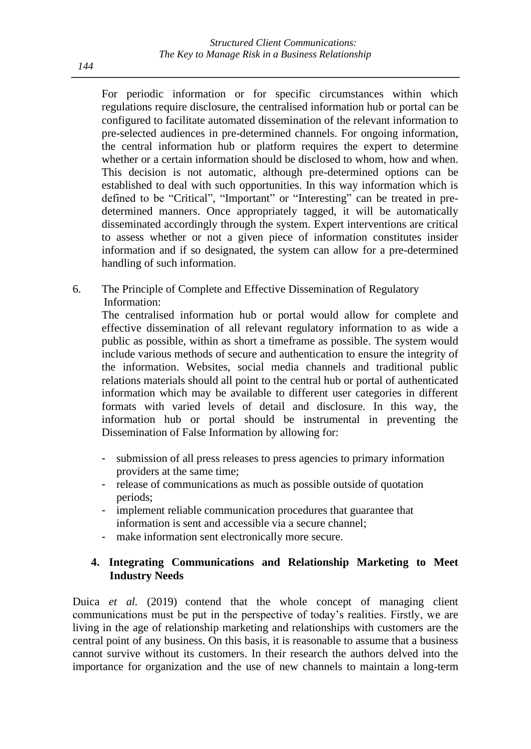For periodic information or for specific circumstances within which regulations require disclosure, the centralised information hub or portal can be configured to facilitate automated dissemination of the relevant information to pre-selected audiences in pre-determined channels. For ongoing information, the central information hub or platform requires the expert to determine whether or a certain information should be disclosed to whom, how and when. This decision is not automatic, although pre-determined options can be established to deal with such opportunities. In this way information which is defined to be "Critical", "Important" or "Interesting" can be treated in pre-determined manners. Once appropriately tagged, it will be automatically disseminated accordingly through the system. Expert interventions are critical to assess whether or not a given piece of information constitutes insider information and if so designated, the system can allow for a pre-determined handling of such information.

6. The Principle of Complete and Effective Dissemination of Regulatory Information:

   The centralised information hub or portal would allow for complete and effective dissemination of all relevant regulatory information to as wide a public as possible, within as short a timeframe as possible. The system would include various methods of secure and authentication to ensure the integrity of the information. Websites, social media channels and traditional public relations materials should all point to the central hub or portal of authenticated information which may be available to different user categories in different formats with varied levels of detail and disclosure. In this way, the information hub or portal should be instrumental in preventing the Dissemination of False Information by allowing for:

   - submission of all press releases to press agencies to primary information providers at the same time;
   - release of communications as much as possible outside of quotation periods;
   - implement reliable communication procedures that guarantee that information is sent and accessible via a secure channel;
   - make information sent electronically more secure.

## 4. Integrating Communications and Relationship Marketing to Meet Industry Needs

Duica *et al.* (2019) contend that the whole concept of managing client communications must be put in the perspective of today's realities. Firstly, we are living in the age of relationship marketing and relationships with customers are the central point of any business. On this basis, it is reasonable to assume that a business cannot survive without its customers. In their research the authors delved into the importance for organization and the use of new channels to maintain a long-term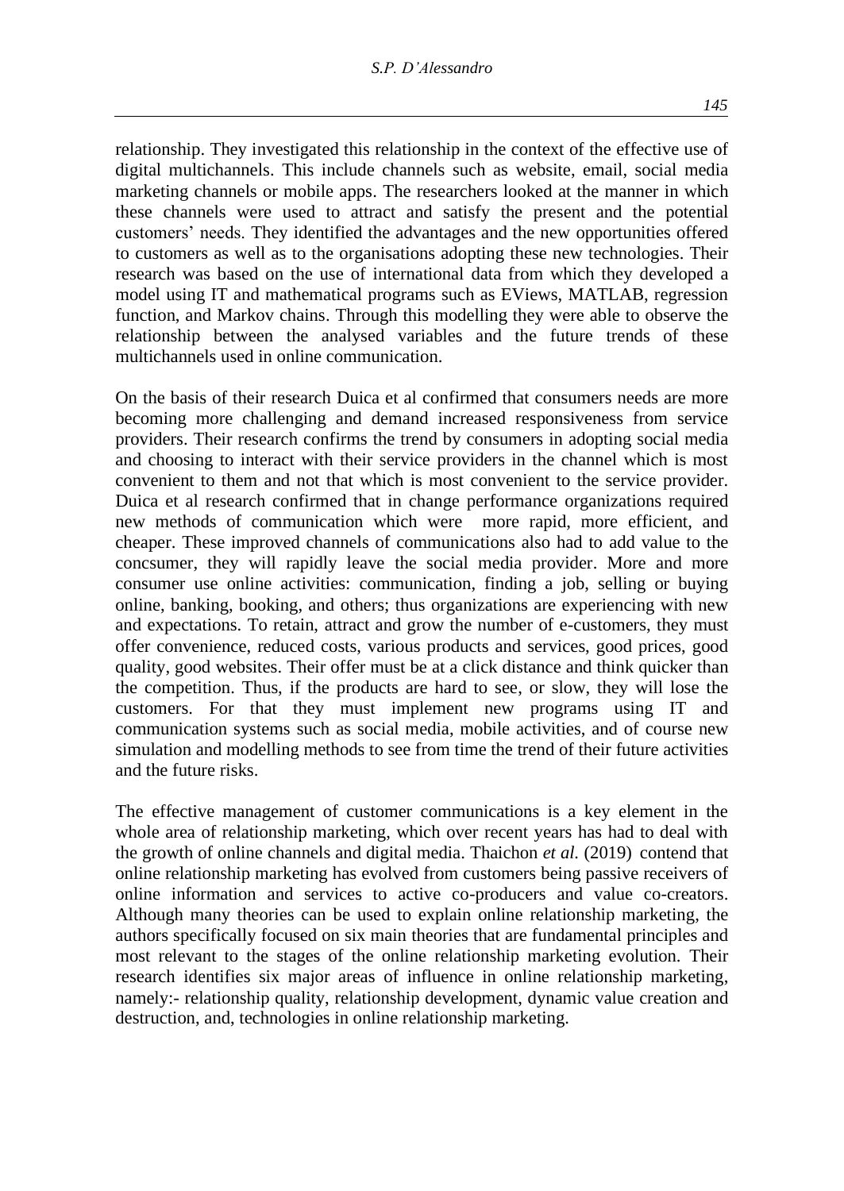relationship. They investigated this relationship in the context of the effective use of digital multichannels. This include channels such as website, email, social media marketing channels or mobile apps. The researchers looked at the manner in which these channels were used to attract and satisfy the present and the potential customers' needs. They identified the advantages and the new opportunities offered to customers as well as to the organisations adopting these new technologies. Their research was based on the use of international data from which they developed a model using IT and mathematical programs such as EViews, MATLAB, regression function, and Markov chains. Through this modelling they were able to observe the relationship between the analysed variables and the future trends of these multichannels used in online communication.

On the basis of their research Duica et al confirmed that consumers needs are more becoming more challenging and demand increased responsiveness from service providers. Their research confirms the trend by consumers in adopting social media and choosing to interact with their service providers in the channel which is most convenient to them and not that which is most convenient to the service provider. Duica et al research confirmed that in change performance organizations required new methods of communication which were more rapid, more efficient, and cheaper. These improved channels of communications also had to add value to the concsumer, they will rapidly leave the social media provider. More and more consumer use online activities: communication, finding a job, selling or buying online, banking, booking, and others; thus organizations are experiencing with new and expectations. To retain, attract and grow the number of e-customers, they must offer convenience, reduced costs, various products and services, good prices, good quality, good websites. Their offer must be at a click distance and think quicker than the competition. Thus, if the products are hard to see, or slow, they will lose the customers. For that they must implement new programs using IT and communication systems such as social media, mobile activities, and of course new simulation and modelling methods to see from time the trend of their future activities and the future risks.

The effective management of customer communications is a key element in the whole area of relationship marketing, which over recent years has had to deal with the growth of online channels and digital media. Thaichon *et al.* (2019) contend that online relationship marketing has evolved from customers being passive receivers of online information and services to active co-producers and value co-creators. Although many theories can be used to explain online relationship marketing, the authors specifically focused on six main theories that are fundamental principles and most relevant to the stages of the online relationship marketing evolution. Their research identifies six major areas of influence in online relationship marketing, namely:- relationship quality, relationship development, dynamic value creation and destruction, and, technologies in online relationship marketing.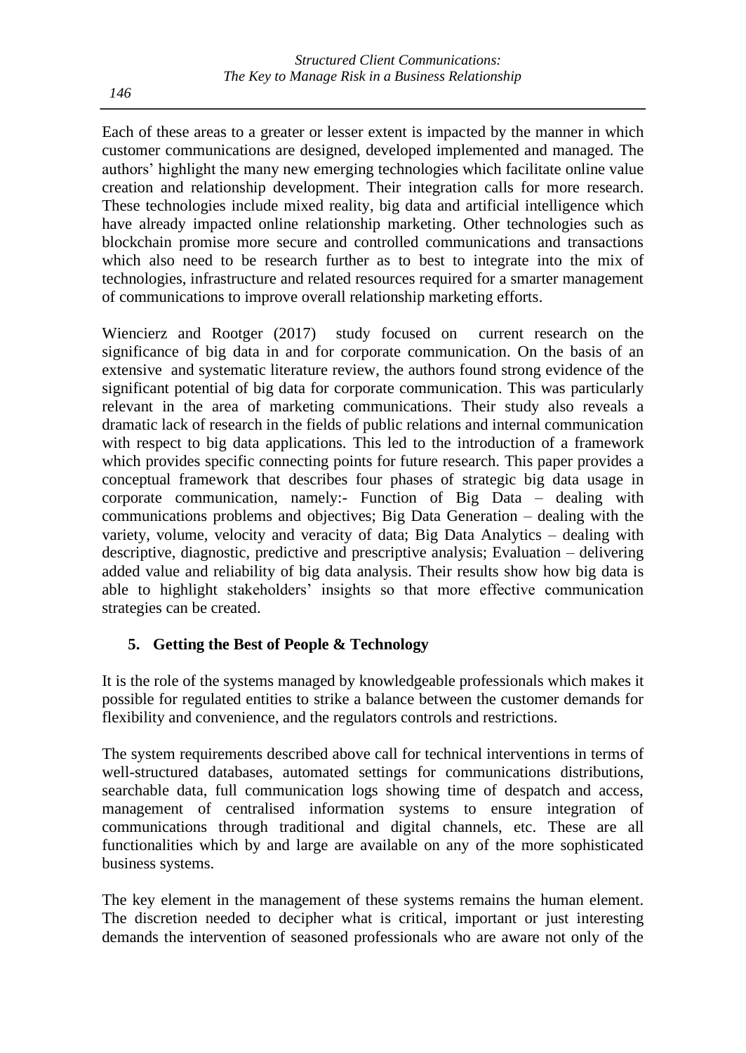Each of these areas to a greater or lesser extent is impacted by the manner in which customer communications are designed, developed implemented and managed. The authors' highlight the many new emerging technologies which facilitate online value creation and relationship development. Their integration calls for more research. These technologies include mixed reality, big data and artificial intelligence which have already impacted online relationship marketing. Other technologies such as blockchain promise more secure and controlled communications and transactions which also need to be research further as to best to integrate into the mix of technologies, infrastructure and related resources required for a smarter management of communications to improve overall relationship marketing efforts.

Wiencierz and Rootger (2017) study focused on current research on the significance of big data in and for corporate communication. On the basis of an extensive and systematic literature review, the authors found strong evidence of the significant potential of big data for corporate communication. This was particularly relevant in the area of marketing communications. Their study also reveals a dramatic lack of research in the fields of public relations and internal communication with respect to big data applications. This led to the introduction of a framework which provides specific connecting points for future research. This paper provides a conceptual framework that describes four phases of strategic big data usage in corporate communication, namely:- Function of Big Data – dealing with communications problems and objectives; Big Data Generation – dealing with the variety, volume, velocity and veracity of data; Big Data Analytics – dealing with descriptive, diagnostic, predictive and prescriptive analysis; Evaluation – delivering added value and reliability of big data analysis. Their results show how big data is able to highlight stakeholders' insights so that more effective communication strategies can be created.

## 5. Getting the Best of People & Technology

It is the role of the systems managed by knowledgeable professionals which makes it possible for regulated entities to strike a balance between the customer demands for flexibility and convenience, and the regulators controls and restrictions.

The system requirements described above call for technical interventions in terms of well-structured databases, automated settings for communications distributions, searchable data, full communication logs showing time of despatch and access, management of centralised information systems to ensure integration of communications through traditional and digital channels, etc. These are all functionalities which by and large are available on any of the more sophisticated business systems.

The key element in the management of these systems remains the human element. The discretion needed to decipher what is critical, important or just interesting demands the intervention of seasoned professionals who are aware not only of the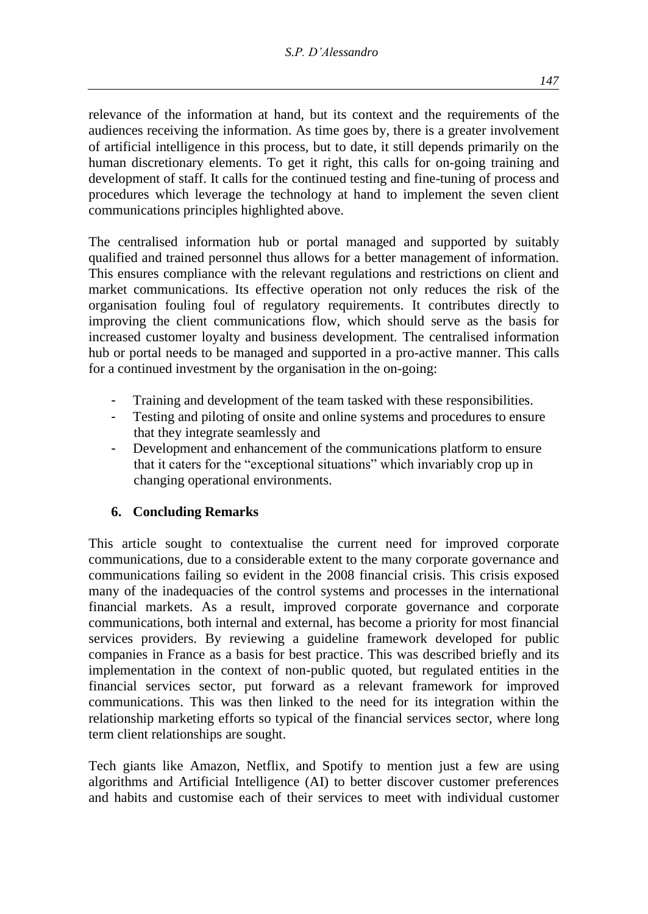relevance of the information at hand, but its context and the requirements of the audiences receiving the information. As time goes by, there is a greater involvement of artificial intelligence in this process, but to date, it still depends primarily on the human discretionary elements. To get it right, this calls for on-going training and development of staff. It calls for the continued testing and fine-tuning of process and procedures which leverage the technology at hand to implement the seven client communications principles highlighted above.

The centralised information hub or portal managed and supported by suitably qualified and trained personnel thus allows for a better management of information. This ensures compliance with the relevant regulations and restrictions on client and market communications. Its effective operation not only reduces the risk of the organisation fouling foul of regulatory requirements. It contributes directly to improving the client communications flow, which should serve as the basis for increased customer loyalty and business development. The centralised information hub or portal needs to be managed and supported in a pro-active manner. This calls for a continued investment by the organisation in the on-going:

- Training and development of the team tasked with these responsibilities.
- Testing and piloting of onsite and online systems and procedures to ensure that they integrate seamlessly and
- Development and enhancement of the communications platform to ensure that it caters for the "exceptional situations" which invariably crop up in changing operational environments.

## 6. Concluding Remarks

This article sought to contextualise the current need for improved corporate communications, due to a considerable extent to the many corporate governance and communications failing so evident in the 2008 financial crisis. This crisis exposed many of the inadequacies of the control systems and processes in the international financial markets. As a result, improved corporate governance and corporate communications, both internal and external, has become a priority for most financial services providers. By reviewing a guideline framework developed for public companies in France as a basis for best practice. This was described briefly and its implementation in the context of non-public quoted, but regulated entities in the financial services sector, put forward as a relevant framework for improved communications. This was then linked to the need for its integration within the relationship marketing efforts so typical of the financial services sector, where long term client relationships are sought.

Tech giants like Amazon, Netflix, and Spotify to mention just a few are using algorithms and Artificial Intelligence (AI) to better discover customer preferences and habits and customise each of their services to meet with individual customer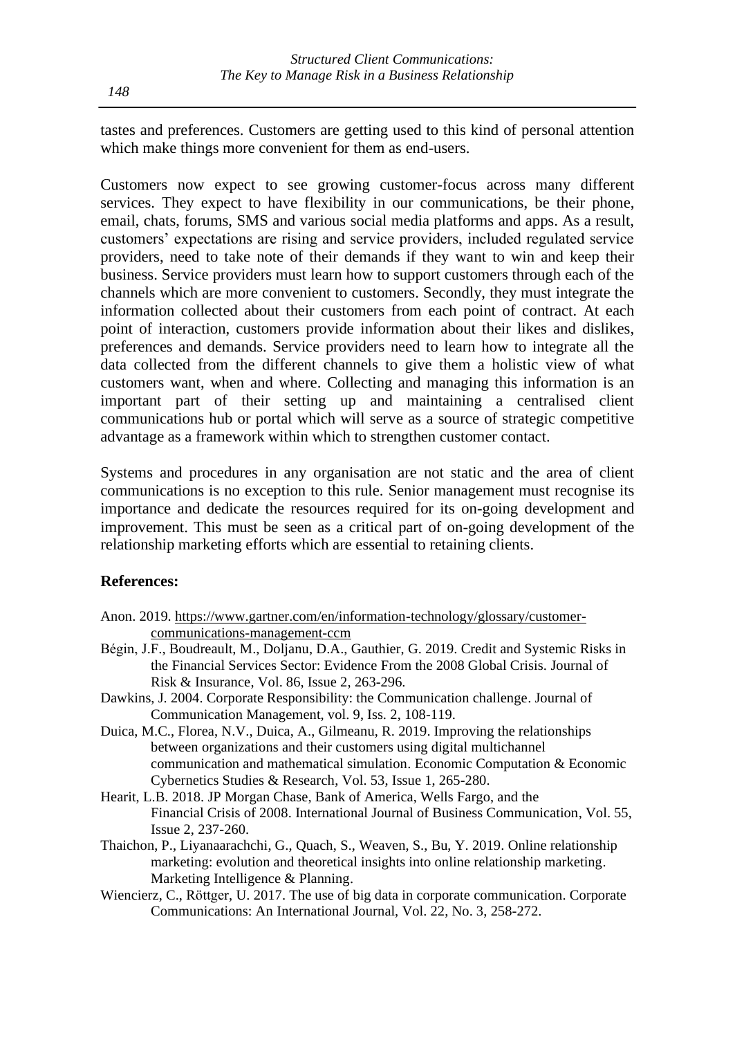tastes and preferences. Customers are getting used to this kind of personal attention which make things more convenient for them as end-users.

Customers now expect to see growing customer-focus across many different services. They expect to have flexibility in our communications, be their phone, email, chats, forums, SMS and various social media platforms and apps. As a result, customers' expectations are rising and service providers, included regulated service providers, need to take note of their demands if they want to win and keep their business. Service providers must learn how to support customers through each of the channels which are more convenient to customers. Secondly, they must integrate the information collected about their customers from each point of contract. At each point of interaction, customers provide information about their likes and dislikes, preferences and demands. Service providers need to learn how to integrate all the data collected from the different channels to give them a holistic view of what customers want, when and where. Collecting and managing this information is an important part of their setting up and maintaining a centralised client communications hub or portal which will serve as a source of strategic competitive advantage as a framework within which to strengthen customer contact.

Systems and procedures in any organisation are not static and the area of client communications is no exception to this rule. Senior management must recognise its importance and dedicate the resources required for its on-going development and improvement. This must be seen as a critical part of on-going development of the relationship marketing efforts which are essential to retaining clients.

## References:

- Anon. 2019. https://www.gartner.com/en/information-technology/glossary/customer-communications-management-ccm
- Bégin, J.F., Boudreault, M., Doljanu, D.A., Gauthier, G. 2019. Credit and Systemic Risks in the Financial Services Sector: Evidence From the 2008 Global Crisis. Journal of Risk & Insurance, Vol. 86, Issue 2, 263-296.
- Dawkins, J. 2004. Corporate Responsibility: the Communication challenge. Journal of Communication Management, vol. 9, Iss. 2, 108-119.
- Duica, M.C., Florea, N.V., Duica, A., Gilmeanu, R. 2019. Improving the relationships between organizations and their customers using digital multichannel communication and mathematical simulation. Economic Computation & Economic Cybernetics Studies & Research, Vol. 53, Issue 1, 265-280.
- Hearit, L.B. 2018. JP Morgan Chase, Bank of America, Wells Fargo, and the Financial Crisis of 2008. International Journal of Business Communication, Vol. 55, Issue 2, 237-260.
- Thaichon, P., Liyanaarachchi, G., Quach, S., Weaven, S., Bu, Y. 2019. Online relationship marketing: evolution and theoretical insights into online relationship marketing. Marketing Intelligence & Planning.
- Wiencierz, C., Röttger, U. 2017. The use of big data in corporate communication. Corporate Communications: An International Journal, Vol. 22, No. 3, 258-272.